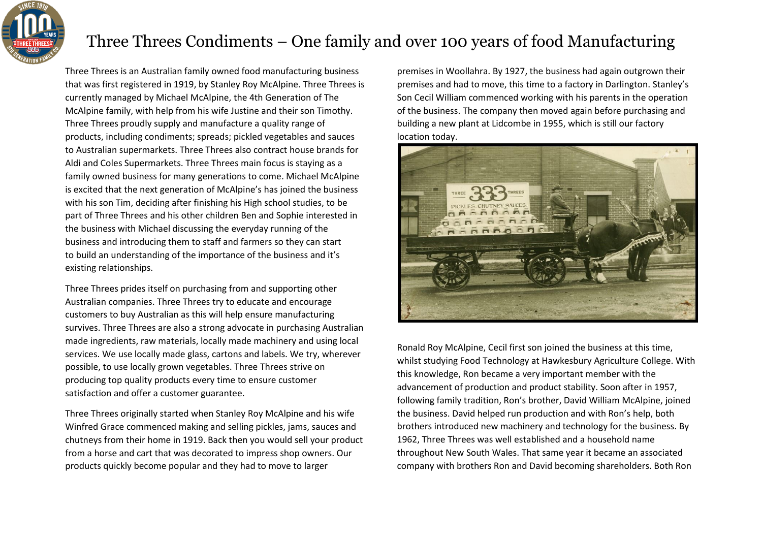# Three Threes Condiments – One family and over 100 years of food Manufacturing

Three Threes is an Australian family owned food manufacturing business that was first registered in 1919, by Stanley Roy McAlpine. Three Threes is currently managed by Michael McAlpine, the 4th Generation of The McAlpine family, with help from his wife Justine and their son Timothy. Three Threes proudly supply and manufacture a quality range of products, including condiments; spreads; pickled vegetables and sauces to Australian supermarkets. Three Threes also contract house brands for Aldi and Coles Supermarkets. Three Threes main focus is staying as a family owned business for many generations to come. Michael McAlpine is excited that the next generation of McAlpine's has joined the business with his son Tim, deciding after finishing his High school studies, to be part of Three Threes and his other children Ben and Sophie interested in the business with Michael discussing the everyday running of the business and introducing them to staff and farmers so they can start to build an understanding of the importance of the business and it's existing relationships.

Three Threes prides itself on purchasing from and supporting other Australian companies. Three Threes try to educate and encourage customers to buy Australian as this will help ensure manufacturing survives. Three Threes are also a strong advocate in purchasing Australian made ingredients, raw materials, locally made machinery and using local services. We use locally made glass, cartons and labels. We try, wherever possible, to use locally grown vegetables. Three Threes strive on producing top quality products every time to ensure customer satisfaction and offer a customer guarantee.

Three Threes originally started when Stanley Roy McAlpine and his wife Winfred Grace commenced making and selling pickles, jams, sauces and chutneys from their home in 1919. Back then you would sell your product from a horse and cart that was decorated to impress shop owners. Our products quickly become popular and they had to move to larger premises in Woollahra. By 1927, the business had again outgrown their premises and had to move, this time to a factory in Darlington. Stanley's Son Cecil William commenced working with his parents in the operation of the business. The company then moved again before purchasing and building a new plant at Lidcombe in 1955, which is still our factory location today.

Ronald Roy McAlpine, Cecil first son joined the business at this time, whilst studying Food Technology at Hawkesbury Agriculture College. With this knowledge, Ron became a very important member with the advancement of production and product stability. Soon after in 1957, following family tradition, Ron's brother, David William McAlpine, joined the business. David helped run production and with Ron's help, both brothers introduced new machinery and technology for the business. By 1962, Three Threes was well established and a household name throughout New South Wales. That same year it became an associated company with brothers Ron and David becoming shareholders. Both Ron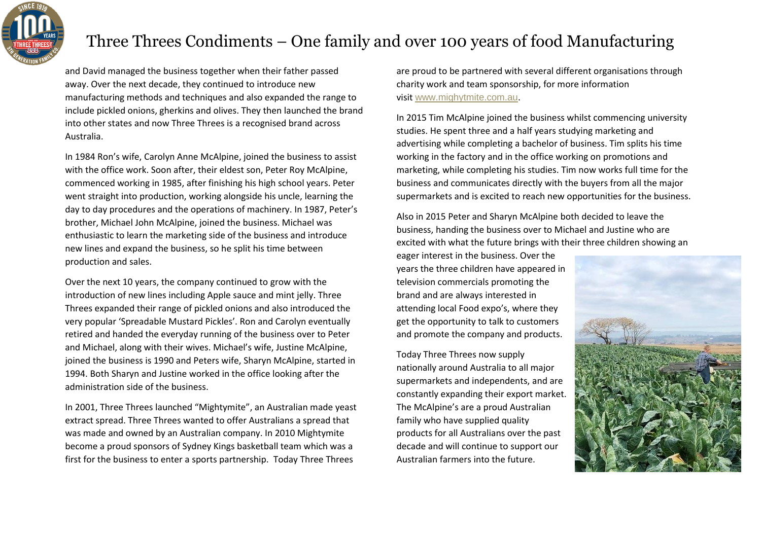and David managed the business together when their father passed away. Over the next decade, they continued to introduce new manufacturing methods and techniques and also expanded the range to include pickled onions, gherkins and olives. They then launched the brand into other states and now Three Threes is a recognised brand across Australia.

In 1984 Ron's wife, Carolyn Anne McAlpine, joined the business to assist with the office work. Soon after, their eldest son, Peter Roy McAlpine, commenced working in 1985, after finishing his high school years. Peter went straight into production, working alongside his uncle, learning the day to day procedures and the operations of machinery. In 1987, Peter's brother, Michael John McAlpine, joined the business. Michael was enthusiastic to learn the marketing side of the business and introduce new lines and expand the business, so he split his time between production and sales.

Over the next 10 years, the company continued to grow with the introduction of new lines including Apple sauce and mint jelly. Three Threes expanded their range of pickled onions and also introduced the very popular 'Spreadable Mustard Pickles'. Ron and Carolyn eventually retired and handed the everyday running of the business over to Peter and Michael, along with their wives. Michael's wife, Justine McAlpine, joined the business is 1990 and Peters wife, Sharyn McAlpine, started in 1994. Both Sharyn and Justine worked in the office looking after the administration side of the business.

In 2001, Three Threes launched "Mightymite", an Australian made yeast extract spread. Three Threes wanted to offer Australians a spread that was made and owned by an Australian company. In 2010 Mightymite become a proud sponsors of Sydney Kings basketball team which was a first for the business to enter a sports partnership. Today Three Threes are proud to be partnered with several different organisations through charity work and team sponsorship, for more information visit [www.mighytmite.com.au](www.mighytmite.com.au).

In 2015 Tim McAlpine joined the business whilst commencing university studies. He spent three and a half years studying marketing and advertising while completing a bachelor of business. Tim splits his time working in the factory and in the office working on promotions and marketing, while completing his studies. Tim now works full time for the business and communicates directly with the buyers from all the major supermarkets and is excited to reach new opportunities for the business.

Also in 2015 Peter and Sharyn McAlpine both decided to leave the business, handing the business over to Michael and Justine who are excited with what the future brings with their three children showing an eager interest in the business. Over the years the three children have appeared in television commercials promoting the brand and are always interested in attending local Food expo's, where they get the opportunity to talk to customers and promote the company and products.

Today Three Threes now supply nationally around Australia to all major supermarkets and independents, and are constantly expanding their export market. The McAlpine's are a proud Australian family who have supplied quality products for all Australians over the past decade and will continue to support our Australian farmers into the future.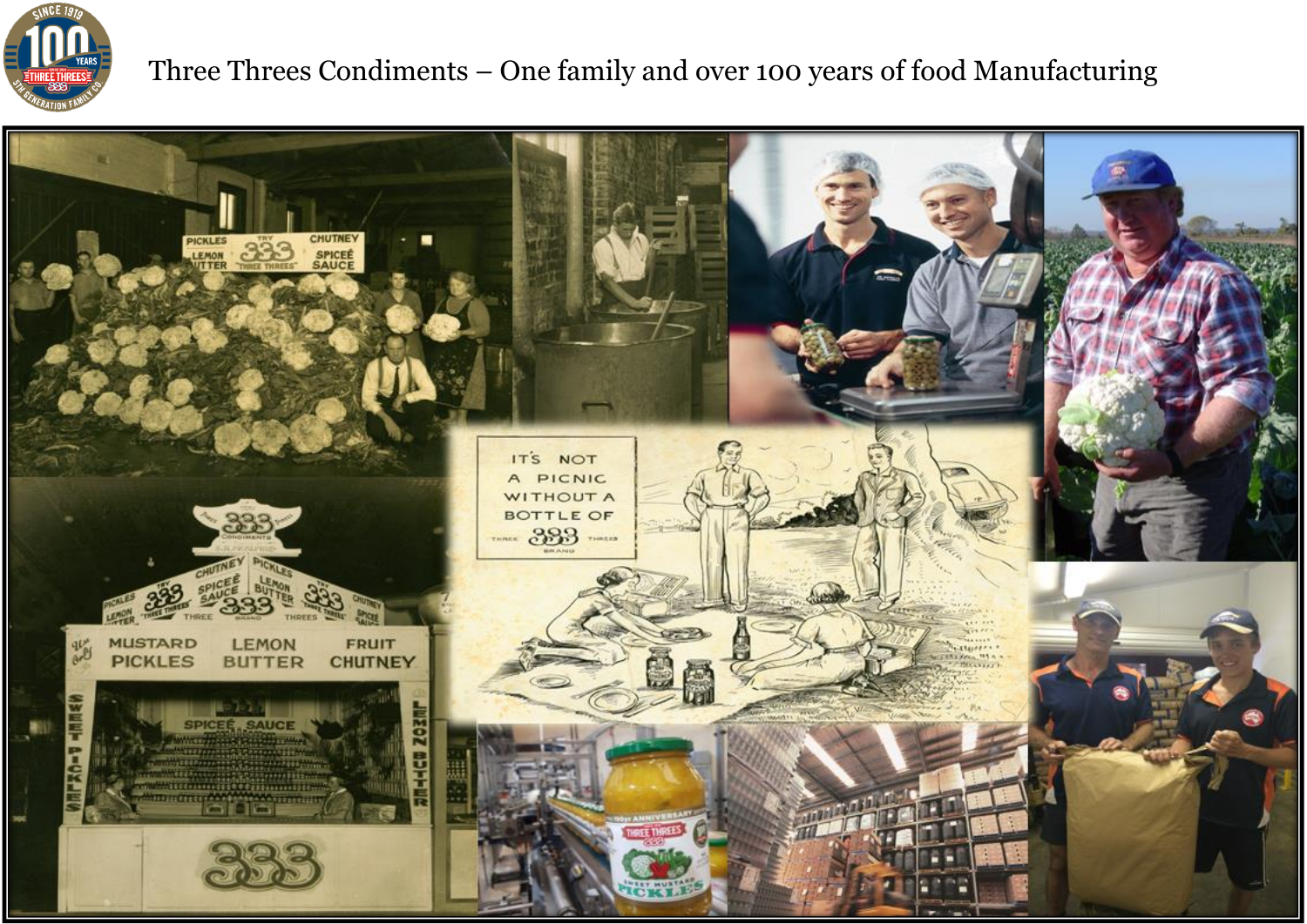# Three Threes Condiments – One family and over 100 years of food Manufacturing